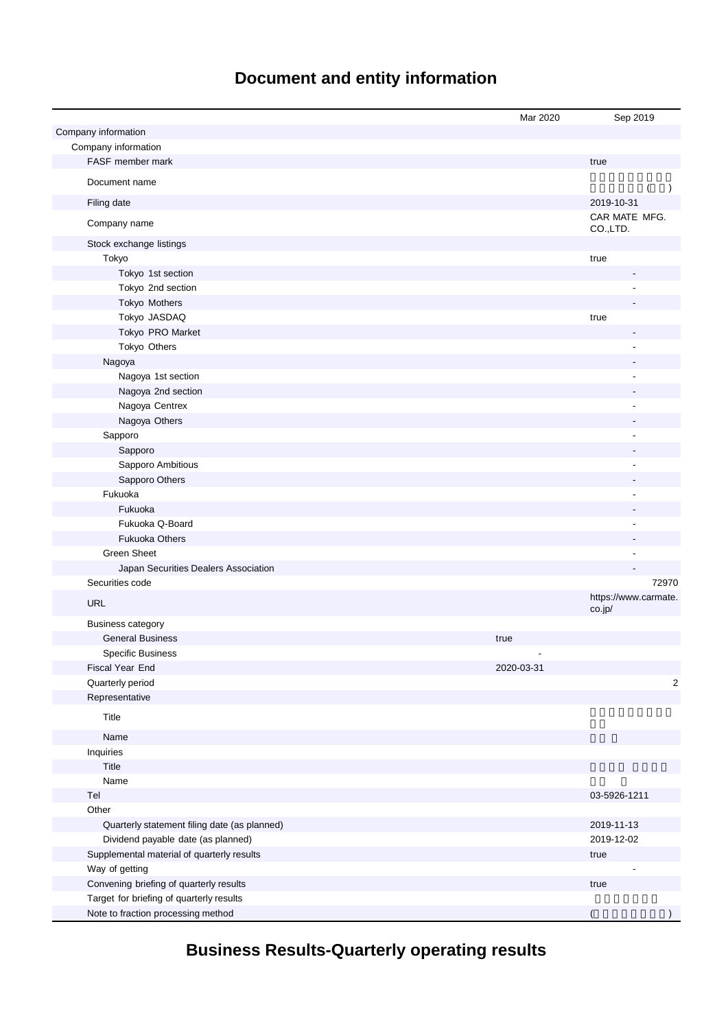# Document and entity information

| | Mar 2020 | Sep 2019 |
|---|---|---|
| Company information | | |
| Company information | | |
| FASF member mark | | true |
| Document name | | ( ) |
| Filing date | | 2019-10-31 |
| Company name | | CAR MATE MFG. CO.,LTD. |
| Stock exchange listings | | |
| Tokyo | | true |
| Tokyo 1st section | | - |
| Tokyo 2nd section | | - |
| Tokyo Mothers | | - |
| Tokyo JASDAQ | | true |
| Tokyo PRO Market | | - |
| Tokyo Others | | - |
| Nagoya | | - |
| Nagoya 1st section | | - |
| Nagoya 2nd section | | - |
| Nagoya Centrex | | - |
| Nagoya Others | | - |
| Sapporo | | - |
| Sapporo | | - |
| Sapporo Ambitious | | - |
| Sapporo Others | | - |
| Fukuoka | | - |
| Fukuoka | | - |
| Fukuoka Q-Board | | - |
| Fukuoka Others | | - |
| Green Sheet | | - |
| Japan Securities Dealers Association | | - |
| Securities code | | 72970 |
| URL | | https://www.carmate.co.jp/ |
| Business category | | |
| General Business | true | |
| Specific Business | - | |
| Fiscal Year End | 2020-03-31 | |
| Quarterly period | | 2 |
| Representative | | |
| Title | | |
| Name | | |
| Inquiries | | |
| Title | | |
| Name | | |
| Tel | | 03-5926-1211 |
| Other | | |
| Quarterly statement filing date (as planned) | | 2019-11-13 |
| Dividend payable date (as planned) | | 2019-12-02 |
| Supplemental material of quarterly results | | true |
| Way of getting | | - |
| Convening briefing of quarterly results | | true |
| Target for briefing of quarterly results | | |
| Note to fraction processing method | | ( ) |

# Business Results-Quarterly operating results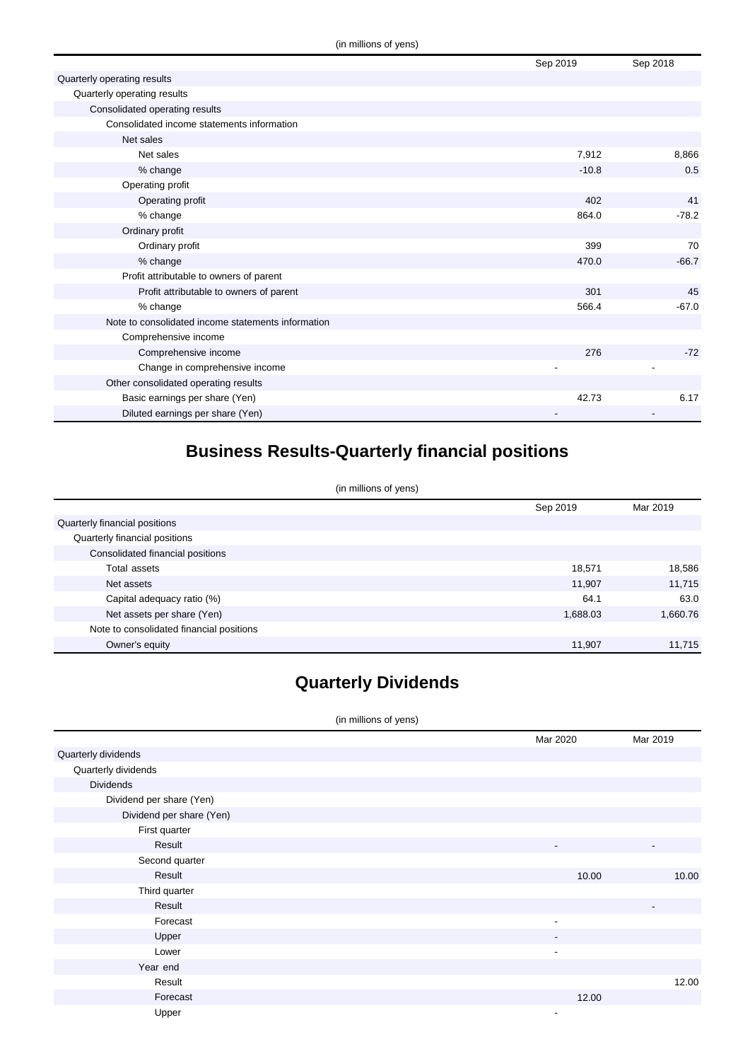(in millions of yens)

| | Sep 2019 | Sep 2018 |
|---|---|---|
| Quarterly operating results | | |
| Quarterly operating results | | |
| Consolidated operating results | | |
| Consolidated income statements information | | |
| Net sales | | |
| Net sales | 7,912 | 8,866 |
| % change | -10.8 | 0.5 |
| Operating profit | | |
| Operating profit | 402 | 41 |
| % change | 864.0 | -78.2 |
| Ordinary profit | | |
| Ordinary profit | 399 | 70 |
| % change | 470.0 | -66.7 |
| Profit attributable to owners of parent | | |
| Profit attributable to owners of parent | 301 | 45 |
| % change | 566.4 | -67.0 |
| Note to consolidated income statements information | | |
| Comprehensive income | | |
| Comprehensive income | 276 | -72 |
| Change in comprehensive income | - | - |
| Other consolidated operating results | | |
| Basic earnings per share (Yen) | 42.73 | 6.17 |
| Diluted earnings per share (Yen) | - | - |

# Business Results-Quarterly financial positions

(in millions of yens)

| | Sep 2019 | Mar 2019 |
|---|---|---|
| Quarterly financial positions | | |
| Quarterly financial positions | | |
| Consolidated financial positions | | |
| Total assets | 18,571 | 18,586 |
| Net assets | 11,907 | 11,715 |
| Capital adequacy ratio (%) | 64.1 | 63.0 |
| Net assets per share (Yen) | 1,688.03 | 1,660.76 |
| Note to consolidated financial positions | | |
| Owner's equity | 11,907 | 11,715 |

# Quarterly Dividends

(in millions of yens)

| | Mar 2020 | Mar 2019 |
|---|---|---|
| Quarterly dividends | | |
| Quarterly dividends | | |
| Dividends | | |
| Dividend per share (Yen) | | |
| Dividend per share (Yen) | | |
| First quarter | | |
| Result | - | - |
| Second quarter | | |
| Result | 10.00 | 10.00 |
| Third quarter | | |
| Result | | - |
| Forecast | - | |
| Upper | - | |
| Lower | - | |
| Year end | | |
| Result | | 12.00 |
| Forecast | 12.00 | |
| Upper | - | |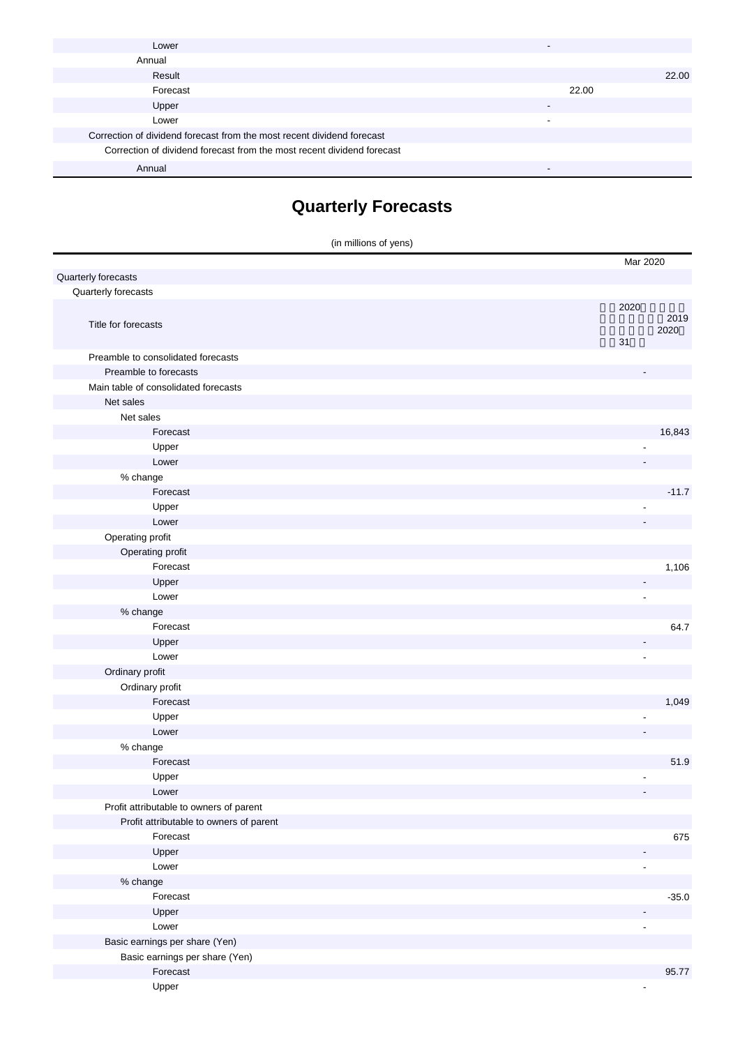| | | |
|---|---|---|
| Lower | - | |
| Annual | | |
| Result | | 22.00 |
| Forecast | 22.00 | |
| Upper | - | |
| Lower | - | |
| Correction of dividend forecast from the most recent dividend forecast | | |
| Correction of dividend forecast from the most recent dividend forecast | | |
| Annual | - | |

# Quarterly Forecasts

(in millions of yens)

| | Mar 2020 |
|---|---|
| Quarterly forecasts | |
| Quarterly forecasts | |
| Title for forecasts | 2020 2019 2020 31 |
| Preamble to consolidated forecasts | |
| Preamble to forecasts | - |
| Main table of consolidated forecasts | |
| Net sales | |
| Net sales | |
| Forecast | 16,843 |
| Upper | - |
| Lower | - |
| % change | |
| Forecast | -11.7 |
| Upper | - |
| Lower | - |
| Operating profit | |
| Operating profit | |
| Forecast | 1,106 |
| Upper | - |
| Lower | - |
| % change | |
| Forecast | 64.7 |
| Upper | - |
| Lower | - |
| Ordinary profit | |
| Ordinary profit | |
| Forecast | 1,049 |
| Upper | - |
| Lower | - |
| % change | |
| Forecast | 51.9 |
| Upper | - |
| Lower | - |
| Profit attributable to owners of parent | |
| Profit attributable to owners of parent | |
| Forecast | 675 |
| Upper | - |
| Lower | - |
| % change | |
| Forecast | -35.0 |
| Upper | - |
| Lower | - |
| Basic earnings per share (Yen) | |
| Basic earnings per share (Yen) | |
| Forecast | 95.77 |
| Upper | - |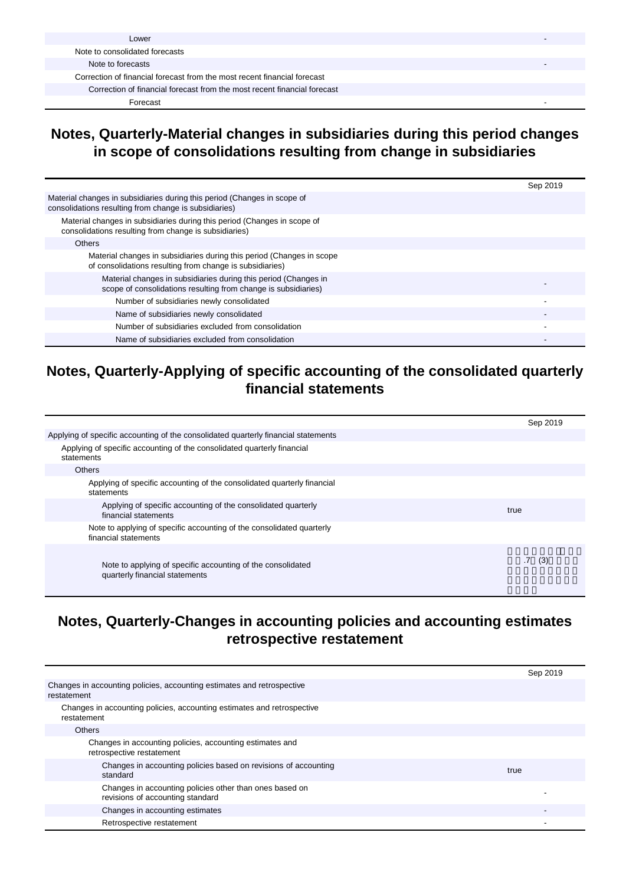| | |
|---|---|
| Lower | - |
| Note to consolidated forecasts | |
| Note to forecasts | - |
| Correction of financial forecast from the most recent financial forecast | |
| Correction of financial forecast from the most recent financial forecast | |
| Forecast | - |

## Notes, Quarterly-Material changes in subsidiaries during this period changes in scope of consolidations resulting from change in subsidiaries

| | Sep 2019 |
|---|---|
| Material changes in subsidiaries during this period (Changes in scope of consolidations resulting from change is subsidiaries) | |
| Material changes in subsidiaries during this period (Changes in scope of consolidations resulting from change is subsidiaries) | |
| Others | |
| Material changes in subsidiaries during this period (Changes in scope of consolidations resulting from change is subsidiaries) | |
| Material changes in subsidiaries during this period (Changes in scope of consolidations resulting from change is subsidiaries) | - |
| Number of subsidiaries newly consolidated | - |
| Name of subsidiaries newly consolidated | - |
| Number of subsidiaries excluded from consolidation | - |
| Name of subsidiaries excluded from consolidation | - |

## Notes, Quarterly-Applying of specific accounting of the consolidated quarterly financial statements

| | Sep 2019 |
|---|---|
| Applying of specific accounting of the consolidated quarterly financial statements | |
| Applying of specific accounting of the consolidated quarterly financial statements | |
| Others | |
| Applying of specific accounting of the consolidated quarterly financial statements | |
| Applying of specific accounting of the consolidated quarterly financial statements | true |
| Note to applying of specific accounting of the consolidated quarterly financial statements | |
| Note to applying of specific accounting of the consolidated quarterly financial statements | .7 (3) |

## Notes, Quarterly-Changes in accounting policies and accounting estimates retrospective restatement

| | Sep 2019 |
|---|---|
| Changes in accounting policies, accounting estimates and retrospective restatement | |
| Changes in accounting policies, accounting estimates and retrospective restatement | |
| Others | |
| Changes in accounting policies, accounting estimates and retrospective restatement | |
| Changes in accounting policies based on revisions of accounting standard | true |
| Changes in accounting policies other than ones based on revisions of accounting standard | - |
| Changes in accounting estimates | - |
| Retrospective restatement | - |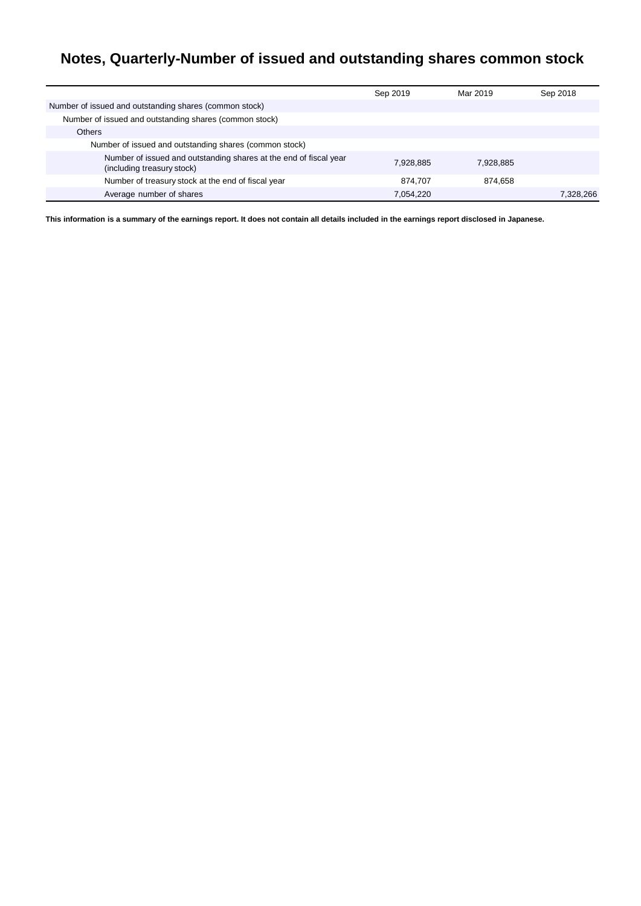# Notes, Quarterly-Number of issued and outstanding shares common stock

| | Sep 2019 | Mar 2019 | Sep 2018 |
|---|---|---|---|
| Number of issued and outstanding shares (common stock) | | | |
| Number of issued and outstanding shares (common stock) | | | |
| Others | | | |
| Number of issued and outstanding shares (common stock) | | | |
| Number of issued and outstanding shares at the end of fiscal year (including treasury stock) | 7,928,885 | 7,928,885 | |
| Number of treasury stock at the end of fiscal year | 874,707 | 874,658 | |
| Average number of shares | 7,054,220 | | 7,328,266 |

**This information is a summary of the earnings report. It does not contain all details included in the earnings report disclosed in Japanese.**